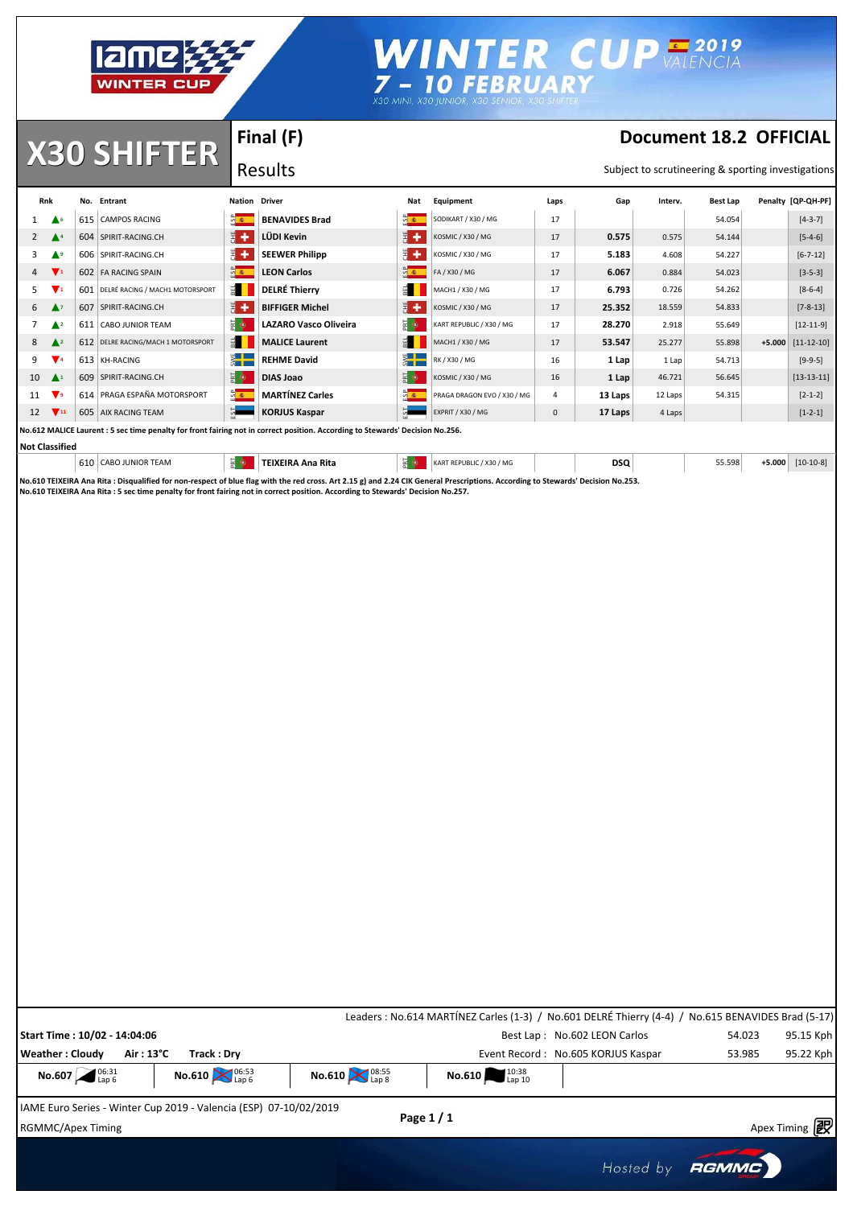# WINTER CUP 2019 VALENCIA

## 7 - 10 FEBRUARY

X30 MINI, X30 JUNIOR, X30 SENIOR, X30 SHIFTER

# X30 SHIFTER

## Final (F) Results

**Document 18.2 OFFICIAL**

Subject to scrutineering & sporting investigations

| Rnk | | No. | Entrant | Nation | Driver | Nat | Equipment | Laps | Gap | Interv. | Best Lap | Penalty | [QP-QH-PF] |
|---|---|---|---|---|---|---|---|---|---|---|---|---|---|
| 1 | ▲6 | 615 | CAMPOS RACING | ESP | **BENAVIDES Brad** | ESP | SODIKART / X30 / MG | 17 | | | 54.054 | | [4-3-7] |
| 2 | ▲4 | 604 | SPIRIT-RACING.CH | CHE | **LÜDI Kevin** | CHE | KOSMIC / X30 / MG | 17 | **0.575** | 0.575 | 54.144 | | [5-4-6] |
| 3 | ▲9 | 606 | SPIRIT-RACING.CH | CHE | **SEEWER Philipp** | CHE | KOSMIC / X30 / MG | 17 | **5.183** | 4.608 | 54.227 | | [6-7-12] |
| 4 | ▼1 | 602 | FA RACING SPAIN | ESP | **LEON Carlos** | ESP | FA / X30 / MG | 17 | **6.067** | 0.884 | 54.023 | | [3-5-3] |
| 5 | ▼1 | 601 | DELRÉ RACING / MACH1 MOTORSPORT | BEL | **DELRÉ Thierry** | BEL | MACH1 / X30 / MG | 17 | **6.793** | 0.726 | 54.262 | | [8-6-4] |
| 6 | ▲7 | 607 | SPIRIT-RACING.CH | CHE | **BIFFIGER Michel** | CHE | KOSMIC / X30 / MG | 17 | **25.352** | 18.559 | 54.833 | | [7-8-13] |
| 7 | ▲2 | 611 | CABO JUNIOR TEAM | PRT | **LAZARO Vasco Oliveira** | PRT | KART REPUBLIC / X30 / MG | 17 | **28.270** | 2.918 | 55.649 | | [12-11-9] |
| 8 | ▲2 | 612 | DELRE RACING/MACH 1 MOTORSPORT | BEL | **MALICE Laurent** | BEL | MACH1 / X30 / MG | 17 | **53.547** | 25.277 | 55.898 | **+5.000** | [11-12-10] |
| 9 | ▼4 | 613 | KH-RACING | SWE | **REHME David** | SWE | RK / X30 / MG | 16 | **1 Lap** | 1 Lap | 54.713 | | [9-9-5] |
| 10 | ▲1 | 609 | SPIRIT-RACING.CH | PRT | **DIAS Joao** | PRT | KOSMIC / X30 / MG | 16 | **1 Lap** | 46.721 | 56.645 | | [13-13-11] |
| 11 | ▼9 | 614 | PRAGA ESPAÑA MOTORSPORT | ESP | **MARTÍNEZ Carles** | ESP | PRAGA DRAGON EVO / X30 / MG | 4 | **13 Laps** | 12 Laps | 54.315 | | [2-1-2] |
| 12 | ▼11 | 605 | AIX RACING TEAM | EST | **KORJUS Kaspar** | EST | EXPRIT / X30 / MG | 0 | **17 Laps** | 4 Laps | | | [1-2-1] |

**No.612 MALICE Laurent : 5 sec time penalty for front fairing not in correct position. According to Stewards' Decision No.256.**

**Not Classified**

| Rnk | | No. | Entrant | Nation | Driver | Nat | Equipment | Laps | Gap | Interv. | Best Lap | Penalty | [QP-QH-PF] |
|---|---|---|---|---|---|---|---|---|---|---|---|---|---|
| | | 610 | CABO JUNIOR TEAM | PRT | **TEIXEIRA Ana Rita** | PRT | KART REPUBLIC / X30 / MG | | **DSQ** | | 55.598 | **+5.000** | [10-10-8] |

**No.610 TEIXEIRA Ana Rita : Disqualified for non-respect of blue flag with the red cross. Art 2.15 g) and 2.24 CIK General Prescriptions. According to Stewards' Decision No.253.**
**No.610 TEIXEIRA Ana Rita : 5 sec time penalty for front fairing not in correct position. According to Stewards' Decision No.257.**

Leaders : No.614 MARTÍNEZ Carles (1-3) / No.601 DELRÉ Thierry (4-4) / No.615 BENAVIDES Brad (5-17)

**Start Time : 10/02 - 14:04:06** — Best Lap : No.602 LEON Carlos — 54.023 — 95.15 Kph

**Weather : Cloudy** **Air : 13°C** **Track : Dry** — Event Record : No.605 KORJUS Kaspar — 53.985 — 95.22 Kph

| **No.607** | 06:31 Lap 6 | **No.610** | 06:53 Lap 6 | **No.610** | 08:55 Lap 8 | **No.610** | 10:38 Lap 10 |
|---|---|---|---|---|---|---|---|

IAME Euro Series - Winter Cup 2019 - Valencia (ESP) 07-10/02/2019

RGMMC/Apex Timing — Apex Timing

Hosted by RGMMC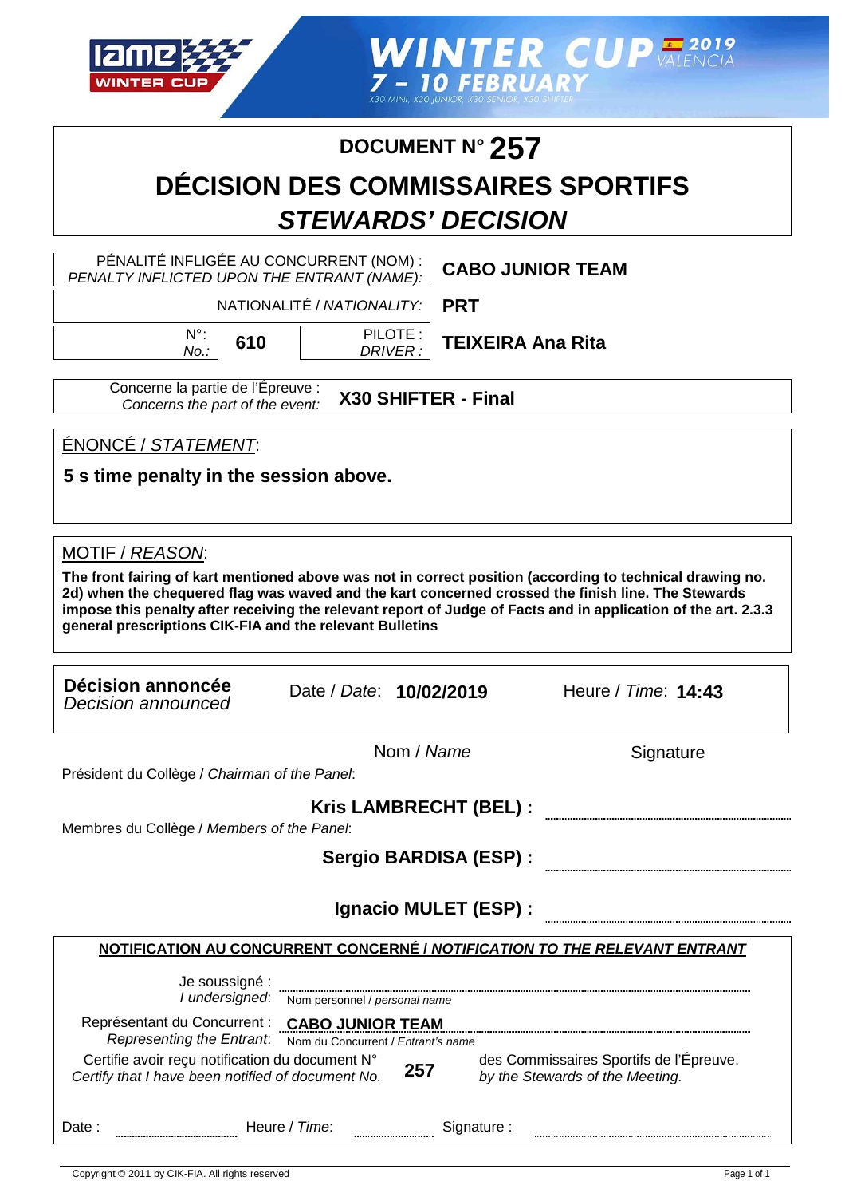IAME WINTER CUP

WINTER CUP 2019 VALENCIA
7 – 10 FEBRUARY
X30 MINI, X30 JUNIOR, X30 SENIOR, X30 SHIFTER

# DOCUMENT N° 257

# DÉCISION DES COMMISSAIRES SPORTIFS
# *STEWARDS' DECISION*

| | |
|---|---|
| PÉNALITÉ INFLIGÉE AU CONCURRENT (NOM) : *PENALTY INFLICTED UPON THE ENTRANT (NAME):* | **CABO JUNIOR TEAM** |
| NATIONALITÉ / *NATIONALITY:* | **PRT** |
| N°: *No.:* **610** — PILOTE : *DRIVER :* | **TEIXEIRA Ana Rita** |

Concerne la partie de l'Épreuve : *Concerns the part of the event:* **X30 SHIFTER - Final**

ÉNONCÉ / *STATEMENT*:

**5 s time penalty in the session above.**

MOTIF / *REASON*:

**The front fairing of kart mentioned above was not in correct position (according to technical drawing no. 2d) when the chequered flag was waved and the kart concerned crossed the finish line. The Stewards impose this penalty after receiving the relevant report of Judge of Facts and in application of the art. 2.3.3 general prescriptions CIK-FIA and the relevant Bulletins**

**Décision annoncée** *Decision announced* — Date / *Date*: **10/02/2019** — Heure / *Time*: **14:43**

| | Nom / *Name* | Signature |
|---|---|---|
| Président du Collège / *Chairman of the Panel*: | **Kris LAMBRECHT (BEL) :** | |
| Membres du Collège / *Members of the Panel*: | **Sergio BARDISA (ESP) :** | |
| | **Ignacio MULET (ESP) :** | |

**NOTIFICATION AU CONCURRENT CONCERNÉ / *NOTIFICATION TO THE RELEVANT ENTRANT***

Je soussigné : *I undersigned*: ______________ Nom personnel / *personal name*

Représentant du Concurrent : *Representing the Entrant*: **CABO JUNIOR TEAM** Nom du Concurrent / *Entrant's name*

Certifie avoir reçu notification du document N° *Certify that I have been notified of document No.* **257** des Commissaires Sportifs de l'Épreuve. *by the Stewards of the Meeting.*

Date : ______________ Heure / *Time*: ______________ Signature : ______________

Copyright © 2011 by CIK-FIA. All rights reserved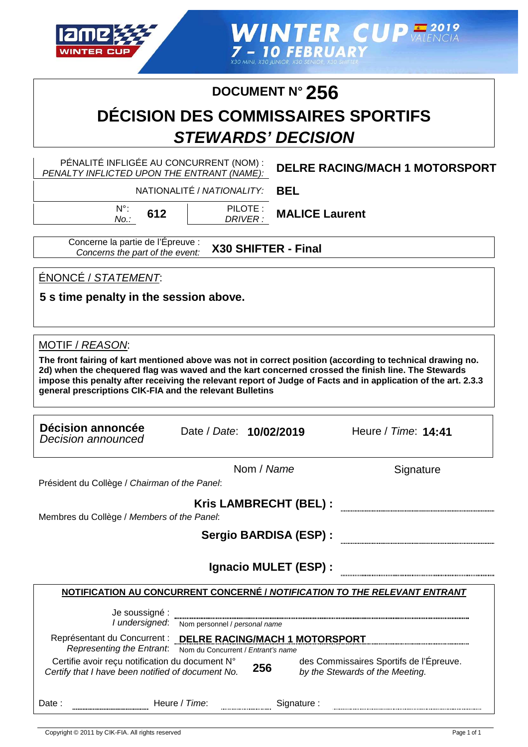IAME WINTER CUP — WINTER CUP 2019 VALENCIA — 7 – 10 FEBRUARY — X30 MINI, X30 JUNIOR, X30 SENIOR, X30 SHIFTER

# DOCUMENT N° 256

# DÉCISION DES COMMISSAIRES SPORTIFS
## *STEWARDS' DECISION*

| | |
|---|---|
| PÉNALITÉ INFLIGÉE AU CONCURRENT (NOM) : *PENALTY INFLICTED UPON THE ENTRANT (NAME):* | **DELRE RACING/MACH 1 MOTORSPORT** |
| NATIONALITÉ / *NATIONALITY:* | **BEL** |
| N°: *No.:* **612** — PILOTE : *DRIVER :* | **MALICE Laurent** |

Concerne la partie de l'Épreuve : *Concerns the part of the event:* **X30 SHIFTER - Final**

ÉNONCÉ / *STATEMENT*:

**5 s time penalty in the session above.**

MOTIF / *REASON*:

**The front fairing of kart mentioned above was not in correct position (according to technical drawing no. 2d) when the chequered flag was waved and the kart concerned crossed the finish line. The Stewards impose this penalty after receiving the relevant report of Judge of Facts and in application of the art. 2.3.3 general prescriptions CIK-FIA and the relevant Bulletins**

**Décision annoncée** *Decision announced* — Date / *Date*: **10/02/2019** — Heure / *Time*: **14:41**

| | Nom / *Name* | Signature |
|---|---|---|
| Président du Collège / *Chairman of the Panel*: | **Kris LAMBRECHT (BEL) :** | |
| Membres du Collège / *Members of the Panel*: | **Sergio BARDISA (ESP) :** | |
| | **Ignacio MULET (ESP) :** | |

**NOTIFICATION AU CONCURRENT CONCERNÉ / *NOTIFICATION TO THE RELEVANT ENTRANT***

Je soussigné : *I undersigned*: ............ Nom personnel / *personal name*

Représentant du Concurrent : *Representing the Entrant*: **DELRE RACING/MACH 1 MOTORSPORT** Nom du Concurrent / *Entrant's name*

Certifie avoir reçu notification du document N° *Certify that I have been notified of document No.* **256** des Commissaires Sportifs de l'Épreuve. *by the Stewards of the Meeting.*

Date : ............ Heure / *Time*: ............ Signature : ............

Copyright © 2011 by CIK-FIA. All rights reserved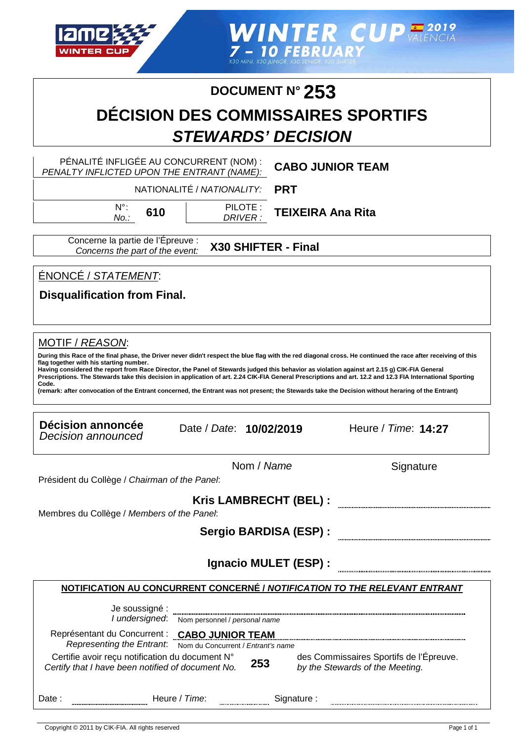WINTER CUP 2019 VALENCIA
7 – 10 FEBRUARY
X30 MINI, X30 JUNIOR, X30 SENIOR, X30 SHIFTER

# DOCUMENT N° 253

# DÉCISION DES COMMISSAIRES SPORTIFS

# *STEWARDS' DECISION*

| | |
|---|---|
| PÉNALITÉ INFLIGÉE AU CONCURRENT (NOM) : *PENALTY INFLICTED UPON THE ENTRANT (NAME):* | **CABO JUNIOR TEAM** |
| NATIONALITÉ / *NATIONALITY:* | **PRT** |
| N°: *No.:* **610** — PILOTE : *DRIVER :* | **TEIXEIRA Ana Rita** |

Concerne la partie de l'Épreuve : *Concerns the part of the event:* **X30 SHIFTER - Final**

ÉNONCÉ / *STATEMENT*:

**Disqualification from Final.**

MOTIF / *REASON*:

**During this Race of the final phase, the Driver never didn't respect the blue flag with the red diagonal cross. He continued the race after receiving of this flag together with his starting number.**
**Having considered the report from Race Director, the Panel of Stewards judged this behavior as violation against art 2.15 g) CIK-FIA General Prescriptions. The Stewards take this decision in application of art. 2.24 CIK-FIA General Prescriptions and art. 12.2 and 12.3 FIA International Sporting Code.**
**(remark: after convocation of the Entrant concerned, the Entrant was not present; the Stewards take the Decision without heraring of the Entrant)**

**Décision annoncée** *Decision announced* — Date / *Date*: **10/02/2019** — Heure / *Time*: **14:27**

| | Nom / *Name* | Signature |
|---|---|---|
| Président du Collège / *Chairman of the Panel*: | **Kris LAMBRECHT (BEL) :** | |
| Membres du Collège / *Members of the Panel*: | **Sergio BARDISA (ESP) :** | |
| | **Ignacio MULET (ESP) :** | |

**NOTIFICATION AU CONCURRENT CONCERNÉ / *NOTIFICATION TO THE RELEVANT ENTRANT***

Je soussigné : *I undersigned*: ........................ Nom personnel / *personal name*

Représentant du Concurrent : *Representing the Entrant*: **CABO JUNIOR TEAM** Nom du Concurrent / *Entrant's name*

Certifie avoir reçu notification du document N° *Certify that I have been notified of document No.* **253** des Commissaires Sportifs de l'Épreuve. *by the Stewards of the Meeting.*

Date : ............ Heure / *Time*: ............ Signature : ............

Copyright © 2011 by CIK-FIA. All rights reserved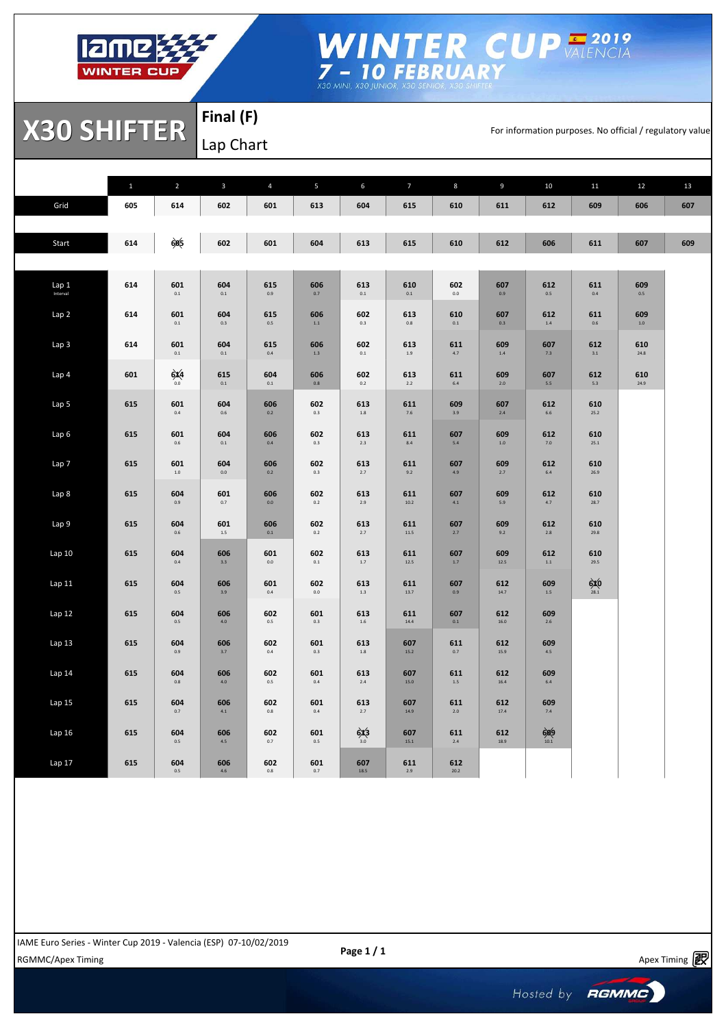# WINTER CUP 2019 VALENCIA

## 7 – 10 FEBRUARY

X30 MINI, X30 JUNIOR, X30 SENIOR, X30 SHIFTER

# X30 SHIFTER

## Final (F)

Lap Chart

For information purposes. No official / regulatory value

| | 1 | 2 | 3 | 4 | 5 | 6 | 7 | 8 | 9 | 10 | 11 | 12 | 13 |
|---|---|---|---|---|---|---|---|---|---|---|---|---|---|
| Grid | 605 | 614 | 602 | 601 | 613 | 604 | 615 | 610 | 611 | 612 | 609 | 606 | 607 |
| Start | 614 | 605 (out) | 602 | 601 | 604 | 613 | 615 | 610 | 612 | 606 | 611 | 607 | 609 |
| Lap 1 (Interval) | 614 | 601 0.1 | 604 0.1 | 615 0.9 | 606 0.7 | 613 0.1 | 610 0.1 | 602 0.0 | 607 0.9 | 612 0.5 | 611 0.4 | 609 0.5 | |
| Lap 2 | 614 | 601 0.1 | 604 0.3 | 615 0.5 | 606 1.1 | 602 0.3 | 613 0.8 | 610 0.1 | 607 0.3 | 612 1.4 | 611 0.6 | 609 1.0 | |
| Lap 3 | 614 | 601 0.1 | 604 0.1 | 615 0.4 | 606 1.3 | 602 0.1 | 613 1.9 | 611 4.7 | 609 1.4 | 607 7.3 | 612 3.1 | 610 24.8 | |
| Lap 4 | 601 | 614 (out) 0.0 | 615 0.1 | 604 0.1 | 606 0.8 | 602 0.2 | 613 2.2 | 611 6.4 | 609 2.0 | 607 5.5 | 612 5.3 | 610 24.9 | |
| Lap 5 | 615 | 601 0.4 | 604 0.6 | 606 0.2 | 602 0.3 | 613 1.8 | 611 7.6 | 609 3.9 | 607 2.4 | 612 6.6 | 610 25.2 | | |
| Lap 6 | 615 | 601 0.6 | 604 0.1 | 606 0.4 | 602 0.3 | 613 2.3 | 611 8.4 | 607 5.4 | 609 1.0 | 612 7.0 | 610 25.1 | | |
| Lap 7 | 615 | 601 1.0 | 604 0.0 | 606 0.2 | 602 0.3 | 613 2.7 | 611 9.2 | 607 4.9 | 609 2.7 | 612 6.4 | 610 26.9 | | |
| Lap 8 | 615 | 604 0.9 | 601 0.7 | 606 0.0 | 602 0.2 | 613 2.9 | 611 10.2 | 607 4.1 | 609 5.9 | 612 4.7 | 610 28.7 | | |
| Lap 9 | 615 | 604 0.6 | 601 1.5 | 606 0.1 | 602 0.2 | 613 2.7 | 611 11.5 | 607 2.7 | 609 9.2 | 612 2.8 | 610 29.8 | | |
| Lap 10 | 615 | 604 0.4 | 606 3.3 | 601 0.0 | 602 0.1 | 613 1.7 | 611 12.5 | 607 1.7 | 609 12.5 | 612 1.1 | 610 29.5 | | |
| Lap 11 | 615 | 604 0.5 | 606 3.9 | 601 0.4 | 602 0.0 | 613 1.3 | 611 13.7 | 607 0.9 | 612 14.7 | 609 1.5 | 610 (out) 28.1 | | |
| Lap 12 | 615 | 604 0.5 | 606 4.0 | 602 0.5 | 601 0.3 | 613 1.6 | 611 14.4 | 607 0.1 | 612 16.0 | 609 2.6 | | | |
| Lap 13 | 615 | 604 0.9 | 606 3.7 | 602 0.4 | 601 0.3 | 613 1.8 | 607 15.2 | 611 0.7 | 612 15.9 | 609 4.5 | | | |
| Lap 14 | 615 | 604 0.8 | 606 4.0 | 602 0.5 | 601 0.4 | 613 2.4 | 607 15.0 | 611 1.5 | 612 16.4 | 609 6.4 | | | |
| Lap 15 | 615 | 604 0.7 | 606 4.1 | 602 0.8 | 601 0.4 | 613 2.7 | 607 14.9 | 611 2.0 | 612 17.4 | 609 7.4 | | | |
| Lap 16 | 615 | 604 0.5 | 606 4.5 | 602 0.7 | 601 0.5 | 613 (out) 3.0 | 607 15.1 | 611 2.4 | 612 18.9 | 609 (out) 10.1 | | | |
| Lap 17 | 615 | 604 0.5 | 606 4.6 | 602 0.8 | 601 0.7 | 607 18.5 | 611 2.9 | 612 20.2 | | | | | |

IAME Euro Series - Winter Cup 2019 - Valencia (ESP) 07-10/02/2019

RGMMC/Apex Timing

Apex Timing

Hosted by RGMMC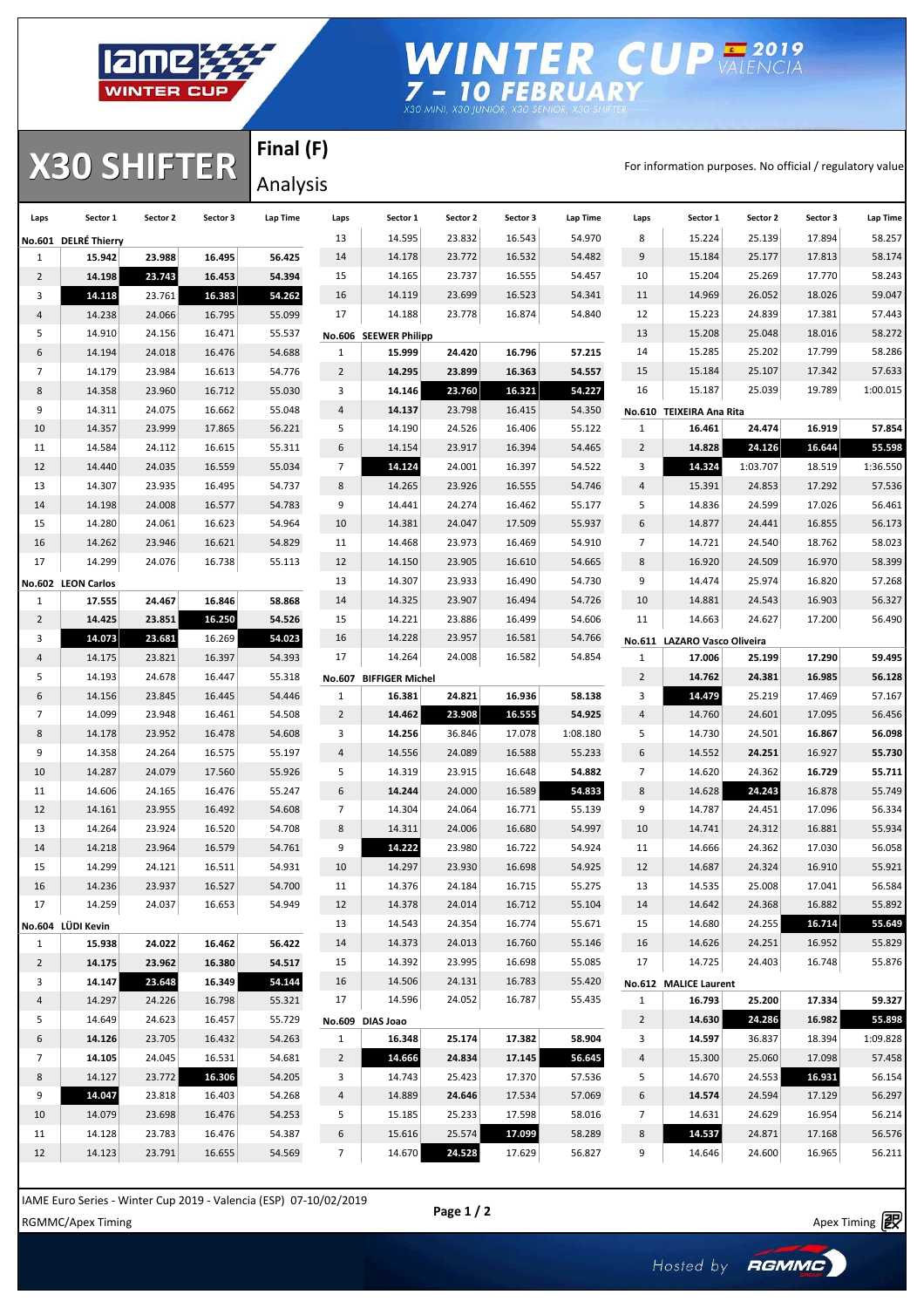# X30 SHIFTER

## Final (F)

Analysis

For information purposes. No official / regulatory value

IAME Winter Cup — Winter Cup 2019 Valencia, 7 - 10 February — X30 Mini, X30 Junior, X30 Senior, X30 Shifter

### No.601 DELRÉ Thierry

| Laps | Sector 1 | Sector 2 | Sector 3 | Lap Time |
|---|---|---|---|---|
| 1 | 15.942 | 23.988 | 16.495 | 56.425 |
| 2 | 14.198 | 23.743 | 16.453 | 54.394 |
| 3 | 14.118 | 23.761 | 16.383 | 54.262 |
| 4 | 14.238 | 24.066 | 16.795 | 55.099 |
| 5 | 14.910 | 24.156 | 16.471 | 55.537 |
| 6 | 14.194 | 24.018 | 16.476 | 54.688 |
| 7 | 14.179 | 23.984 | 16.613 | 54.776 |
| 8 | 14.358 | 23.960 | 16.712 | 55.030 |
| 9 | 14.311 | 24.075 | 16.662 | 55.048 |
| 10 | 14.357 | 23.999 | 17.865 | 56.221 |
| 11 | 14.584 | 24.112 | 16.615 | 55.311 |
| 12 | 14.440 | 24.035 | 16.559 | 55.034 |
| 13 | 14.307 | 23.935 | 16.495 | 54.737 |
| 14 | 14.198 | 24.008 | 16.577 | 54.783 |
| 15 | 14.280 | 24.061 | 16.623 | 54.964 |
| 16 | 14.262 | 23.946 | 16.621 | 54.829 |
| 17 | 14.299 | 24.076 | 16.738 | 55.113 |

### No.602 LEON Carlos

| Laps | Sector 1 | Sector 2 | Sector 3 | Lap Time |
|---|---|---|---|---|
| 1 | 17.555 | 24.467 | 16.846 | 58.868 |
| 2 | 14.425 | 23.851 | 16.250 | 54.526 |
| 3 | 14.073 | 23.681 | 16.269 | 54.023 |
| 4 | 14.175 | 23.821 | 16.397 | 54.393 |
| 5 | 14.193 | 24.678 | 16.447 | 55.318 |
| 6 | 14.156 | 23.845 | 16.445 | 54.446 |
| 7 | 14.099 | 23.948 | 16.461 | 54.508 |
| 8 | 14.178 | 23.952 | 16.478 | 54.608 |
| 9 | 14.358 | 24.264 | 16.575 | 55.197 |
| 10 | 14.287 | 24.079 | 17.560 | 55.926 |
| 11 | 14.606 | 24.165 | 16.476 | 55.247 |
| 12 | 14.161 | 23.955 | 16.492 | 54.608 |
| 13 | 14.264 | 23.924 | 16.520 | 54.708 |
| 14 | 14.218 | 23.964 | 16.579 | 54.761 |
| 15 | 14.299 | 24.121 | 16.511 | 54.931 |
| 16 | 14.236 | 23.937 | 16.527 | 54.700 |
| 17 | 14.259 | 24.037 | 16.653 | 54.949 |

### No.604 LÜDI Kevin

| Laps | Sector 1 | Sector 2 | Sector 3 | Lap Time |
|---|---|---|---|---|
| 1 | 15.938 | 24.022 | 16.462 | 56.422 |
| 2 | 14.175 | 23.962 | 16.380 | 54.517 |
| 3 | 14.147 | 23.648 | 16.349 | 54.144 |
| 4 | 14.297 | 24.226 | 16.798 | 55.321 |
| 5 | 14.649 | 24.623 | 16.457 | 55.729 |
| 6 | 14.126 | 23.705 | 16.432 | 54.263 |
| 7 | 14.105 | 24.045 | 16.531 | 54.681 |
| 8 | 14.127 | 23.772 | 16.306 | 54.205 |
| 9 | 14.047 | 23.818 | 16.403 | 54.268 |
| 10 | 14.079 | 23.698 | 16.476 | 54.253 |
| 11 | 14.128 | 23.783 | 16.476 | 54.387 |
| 12 | 14.123 | 23.791 | 16.655 | 54.569 |
| 13 | 14.595 | 23.832 | 16.543 | 54.970 |
| 14 | 14.178 | 23.772 | 16.532 | 54.482 |
| 15 | 14.165 | 23.737 | 16.555 | 54.457 |
| 16 | 14.119 | 23.699 | 16.523 | 54.341 |
| 17 | 14.188 | 23.778 | 16.874 | 54.840 |

### No.606 SEEWER Philipp

| Laps | Sector 1 | Sector 2 | Sector 3 | Lap Time |
|---|---|---|---|---|
| 1 | 15.999 | 24.420 | 16.796 | 57.215 |
| 2 | 14.295 | 23.899 | 16.363 | 54.557 |
| 3 | 14.146 | 23.760 | 16.321 | 54.227 |
| 4 | 14.137 | 23.798 | 16.415 | 54.350 |
| 5 | 14.190 | 24.526 | 16.406 | 55.122 |
| 6 | 14.154 | 23.917 | 16.394 | 54.465 |
| 7 | 14.124 | 24.001 | 16.397 | 54.522 |
| 8 | 14.265 | 23.926 | 16.555 | 54.746 |
| 9 | 14.441 | 24.274 | 16.462 | 55.177 |
| 10 | 14.381 | 24.047 | 17.509 | 55.937 |
| 11 | 14.468 | 23.973 | 16.469 | 54.910 |
| 12 | 14.150 | 23.905 | 16.610 | 54.665 |
| 13 | 14.307 | 23.933 | 16.490 | 54.730 |
| 14 | 14.325 | 23.907 | 16.494 | 54.726 |
| 15 | 14.221 | 23.886 | 16.499 | 54.606 |
| 16 | 14.228 | 23.957 | 16.581 | 54.766 |
| 17 | 14.264 | 24.008 | 16.582 | 54.854 |

### No.607 BIFFIGER Michel

| Laps | Sector 1 | Sector 2 | Sector 3 | Lap Time |
|---|---|---|---|---|
| 1 | 16.381 | 24.821 | 16.936 | 58.138 |
| 2 | 14.462 | 23.908 | 16.555 | 54.925 |
| 3 | 14.256 | 36.846 | 17.078 | 1:08.180 |
| 4 | 14.556 | 24.089 | 16.588 | 55.233 |
| 5 | 14.319 | 23.915 | 16.648 | 54.882 |
| 6 | 14.244 | 24.000 | 16.589 | 54.833 |
| 7 | 14.304 | 24.064 | 16.771 | 55.139 |
| 8 | 14.311 | 24.006 | 16.680 | 54.997 |
| 9 | 14.222 | 23.980 | 16.722 | 54.924 |
| 10 | 14.297 | 23.930 | 16.698 | 54.925 |
| 11 | 14.376 | 24.184 | 16.715 | 55.275 |
| 12 | 14.378 | 24.014 | 16.712 | 55.104 |
| 13 | 14.543 | 24.354 | 16.774 | 55.671 |
| 14 | 14.373 | 24.013 | 16.760 | 55.146 |
| 15 | 14.392 | 23.995 | 16.698 | 55.085 |
| 16 | 14.506 | 24.131 | 16.783 | 55.420 |
| 17 | 14.596 | 24.052 | 16.787 | 55.435 |

### No.609 DIAS Joao

| Laps | Sector 1 | Sector 2 | Sector 3 | Lap Time |
|---|---|---|---|---|
| 1 | 16.348 | 25.174 | 17.382 | 58.904 |
| 2 | 14.666 | 24.834 | 17.145 | 56.645 |
| 3 | 14.743 | 25.423 | 17.370 | 57.536 |
| 4 | 14.889 | 24.646 | 17.534 | 57.069 |
| 5 | 15.185 | 25.233 | 17.598 | 58.016 |
| 6 | 15.616 | 25.574 | 17.099 | 58.289 |
| 7 | 14.670 | 24.528 | 17.629 | 56.827 |
| 8 | 15.224 | 25.139 | 17.894 | 58.257 |
| 9 | 15.184 | 25.177 | 17.813 | 58.174 |
| 10 | 15.204 | 25.269 | 17.770 | 58.243 |
| 11 | 14.969 | 26.052 | 18.026 | 59.047 |
| 12 | 15.223 | 24.839 | 17.381 | 57.443 |
| 13 | 15.208 | 25.048 | 18.016 | 58.272 |
| 14 | 15.285 | 25.202 | 17.799 | 58.286 |
| 15 | 15.184 | 25.107 | 17.342 | 57.633 |
| 16 | 15.187 | 25.039 | 19.789 | 1:00.015 |

### No.610 TEIXEIRA Ana Rita

| Laps | Sector 1 | Sector 2 | Sector 3 | Lap Time |
|---|---|---|---|---|
| 1 | 16.461 | 24.474 | 16.919 | 57.854 |
| 2 | 14.828 | 24.126 | 16.644 | 55.598 |
| 3 | 14.324 | 1:03.707 | 18.519 | 1:36.550 |
| 4 | 15.391 | 24.853 | 17.292 | 57.536 |
| 5 | 14.836 | 24.599 | 17.026 | 56.461 |
| 6 | 14.877 | 24.441 | 16.855 | 56.173 |
| 7 | 14.721 | 24.540 | 18.762 | 58.023 |
| 8 | 16.920 | 24.509 | 16.970 | 58.399 |
| 9 | 14.474 | 25.974 | 16.820 | 57.268 |
| 10 | 14.881 | 24.543 | 16.903 | 56.327 |
| 11 | 14.663 | 24.627 | 17.200 | 56.490 |

### No.611 LAZARO Vasco Oliveira

| Laps | Sector 1 | Sector 2 | Sector 3 | Lap Time |
|---|---|---|---|---|
| 1 | 17.006 | 25.199 | 17.290 | 59.495 |
| 2 | 14.762 | 24.381 | 16.985 | 56.128 |
| 3 | 14.479 | 25.219 | 17.469 | 57.167 |
| 4 | 14.760 | 24.601 | 17.095 | 56.456 |
| 5 | 14.730 | 24.501 | 16.867 | 56.098 |
| 6 | 14.552 | 24.251 | 16.927 | 55.730 |
| 7 | 14.620 | 24.362 | 16.729 | 55.711 |
| 8 | 14.628 | 24.243 | 16.878 | 55.749 |
| 9 | 14.787 | 24.451 | 17.096 | 56.334 |
| 10 | 14.741 | 24.312 | 16.881 | 55.934 |
| 11 | 14.666 | 24.362 | 17.030 | 56.058 |
| 12 | 14.687 | 24.324 | 16.910 | 55.921 |
| 13 | 14.535 | 25.008 | 17.041 | 56.584 |
| 14 | 14.642 | 24.368 | 16.882 | 55.892 |
| 15 | 14.680 | 24.255 | 16.714 | 55.649 |
| 16 | 14.626 | 24.251 | 16.952 | 55.829 |
| 17 | 14.725 | 24.403 | 16.748 | 55.876 |

### No.612 MALICE Laurent

| Laps | Sector 1 | Sector 2 | Sector 3 | Lap Time |
|---|---|---|---|---|
| 1 | 16.793 | 25.200 | 17.334 | 59.327 |
| 2 | 14.630 | 24.286 | 16.982 | 55.898 |
| 3 | 14.597 | 36.837 | 18.394 | 1:09.828 |
| 4 | 15.300 | 25.060 | 17.098 | 57.458 |
| 5 | 14.670 | 24.553 | 16.931 | 56.154 |
| 6 | 14.574 | 24.594 | 17.129 | 56.297 |
| 7 | 14.631 | 24.629 | 16.954 | 56.214 |
| 8 | 14.537 | 24.871 | 17.168 | 56.576 |
| 9 | 14.646 | 24.600 | 16.965 | 56.211 |

IAME Euro Series - Winter Cup 2019 - Valencia (ESP) 07-10/02/2019

RGMMC/Apex Timing

Apex Timing

Hosted by RGMMC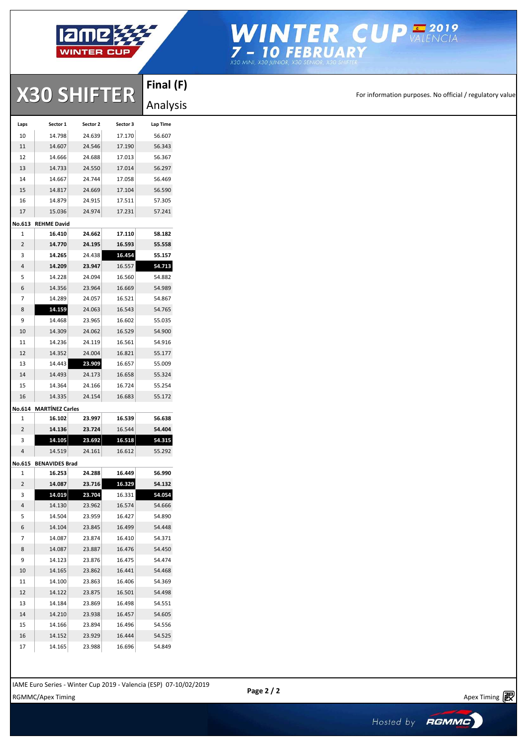# X30 SHIFTER

**Final (F)**

Analysis

For information purposes. No official / regulatory value

| Laps | Sector 1 | Sector 2 | Sector 3 | Lap Time |
|---|---|---|---|---|
| 10 | 14.798 | 24.639 | 17.170 | 56.607 |
| 11 | 14.607 | 24.546 | 17.190 | 56.343 |
| 12 | 14.666 | 24.688 | 17.013 | 56.367 |
| 13 | 14.733 | 24.550 | 17.014 | 56.297 |
| 14 | 14.667 | 24.744 | 17.058 | 56.469 |
| 15 | 14.817 | 24.669 | 17.104 | 56.590 |
| 16 | 14.879 | 24.915 | 17.511 | 57.305 |
| 17 | 15.036 | 24.974 | 17.231 | 57.241 |
| **No.613 REHME David** | | | | |
| 1 | **16.410** | **24.662** | **17.110** | **58.182** |
| 2 | **14.770** | **24.195** | **16.593** | **55.558** |
| 3 | **14.265** | 24.438 | **16.454** | **55.157** |
| 4 | **14.209** | **23.947** | 16.557 | **54.713** |
| 5 | 14.228 | 24.094 | 16.560 | 54.882 |
| 6 | 14.356 | 23.964 | 16.669 | 54.989 |
| 7 | 14.289 | 24.057 | 16.521 | 54.867 |
| 8 | **14.159** | 24.063 | 16.543 | 54.765 |
| 9 | 14.468 | 23.965 | 16.602 | 55.035 |
| 10 | 14.309 | 24.062 | 16.529 | 54.900 |
| 11 | 14.236 | 24.119 | 16.561 | 54.916 |
| 12 | 14.352 | 24.004 | 16.821 | 55.177 |
| 13 | 14.443 | **23.909** | 16.657 | 55.009 |
| 14 | 14.493 | 24.173 | 16.658 | 55.324 |
| 15 | 14.364 | 24.166 | 16.724 | 55.254 |
| 16 | 14.335 | 24.154 | 16.683 | 55.172 |
| **No.614 MARTÍNEZ Carles** | | | | |
| 1 | **16.102** | **23.997** | **16.539** | **56.638** |
| 2 | **14.136** | **23.724** | 16.544 | **54.404** |
| 3 | **14.105** | **23.692** | **16.518** | **54.315** |
| 4 | 14.519 | 24.161 | 16.612 | 55.292 |
| **No.615 BENAVIDES Brad** | | | | |
| 1 | **16.253** | **24.288** | **16.449** | **56.990** |
| 2 | **14.087** | **23.716** | **16.329** | **54.132** |
| 3 | **14.019** | **23.704** | 16.331 | **54.054** |
| 4 | 14.130 | 23.962 | 16.574 | 54.666 |
| 5 | 14.504 | 23.959 | 16.427 | 54.890 |
| 6 | 14.104 | 23.845 | 16.499 | 54.448 |
| 7 | 14.087 | 23.874 | 16.410 | 54.371 |
| 8 | 14.087 | 23.887 | 16.476 | 54.450 |
| 9 | 14.123 | 23.876 | 16.475 | 54.474 |
| 10 | 14.165 | 23.862 | 16.441 | 54.468 |
| 11 | 14.100 | 23.863 | 16.406 | 54.369 |
| 12 | 14.122 | 23.875 | 16.501 | 54.498 |
| 13 | 14.184 | 23.869 | 16.498 | 54.551 |
| 14 | 14.210 | 23.938 | 16.457 | 54.605 |
| 15 | 14.166 | 23.894 | 16.496 | 54.556 |
| 16 | 14.152 | 23.929 | 16.444 | 54.525 |
| 17 | 14.165 | 23.988 | 16.696 | 54.849 |

IAME Euro Series - Winter Cup 2019 - Valencia (ESP) 07-10/02/2019

RGMMC/Apex Timing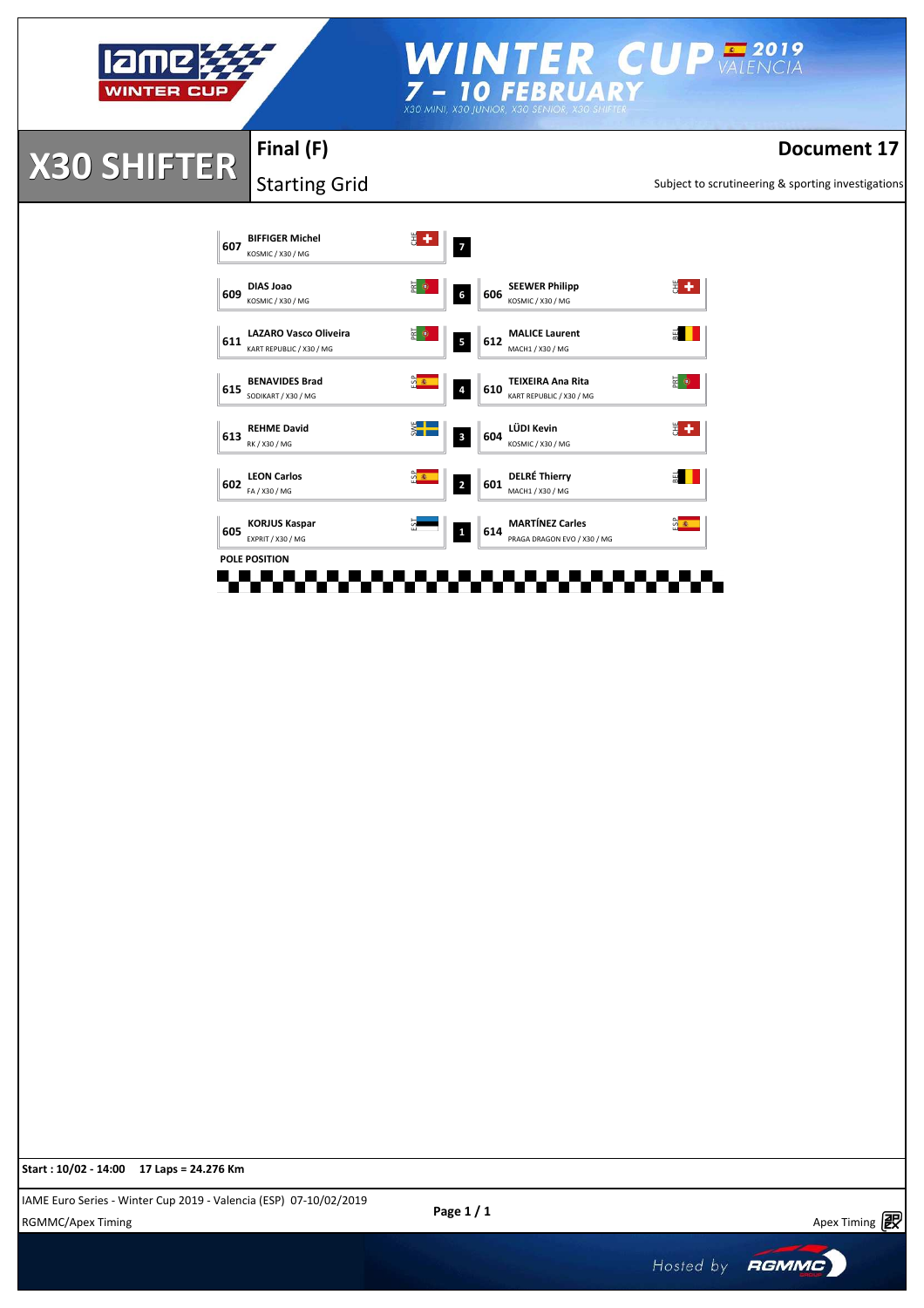# WINTER CUP 2019 VALENCIA

## 7 - 10 FEBRUARY

X30 MINI, X30 JUNIOR, X30 SENIOR, X30 SHIFTER

# X30 SHIFTER

## Final (F)

## Starting Grid

**Document 17**

Subject to scrutineering & sporting investigations

| No. | Driver | Chassis / Engine / Tyres | Nat | Row | No. | Driver | Chassis / Engine / Tyres | Nat |
|---|---|---|---|---|---|---|---|---|
| 607 | BIFFIGER Michel | KOSMIC / X30 / MG | CHE | 7 | | | | |
| 609 | DIAS Joao | KOSMIC / X30 / MG | PRT | 6 | 606 | SEEWER Philipp | KOSMIC / X30 / MG | CHE |
| 611 | LAZARO Vasco Oliveira | KART REPUBLIC / X30 / MG | PRT | 5 | 612 | MALICE Laurent | MACH1 / X30 / MG | BEL |
| 615 | BENAVIDES Brad | SODIKART / X30 / MG | ESP | 4 | 610 | TEIXEIRA Ana Rita | KART REPUBLIC / X30 / MG | PRT |
| 613 | REHME David | RK / X30 / MG | SWE | 3 | 604 | LÜDI Kevin | KOSMIC / X30 / MG | CHE |
| 602 | LEON Carlos | FA / X30 / MG | ESP | 2 | 601 | DELRÉ Thierry | MACH1 / X30 / MG | BEL |
| 605 | KORJUS Kaspar | EXPRIT / X30 / MG | EST | 1 | 614 | MARTÍNEZ Carles | PRAGA DRAGON EVO / X30 / MG | ESP |

POLE POSITION

**Start : 10/02 - 14:00 17 Laps = 24.276 Km**

IAME Euro Series - Winter Cup 2019 - Valencia (ESP) 07-10/02/2019

RGMMC/Apex Timing

Apex Timing

Hosted by RGMMC